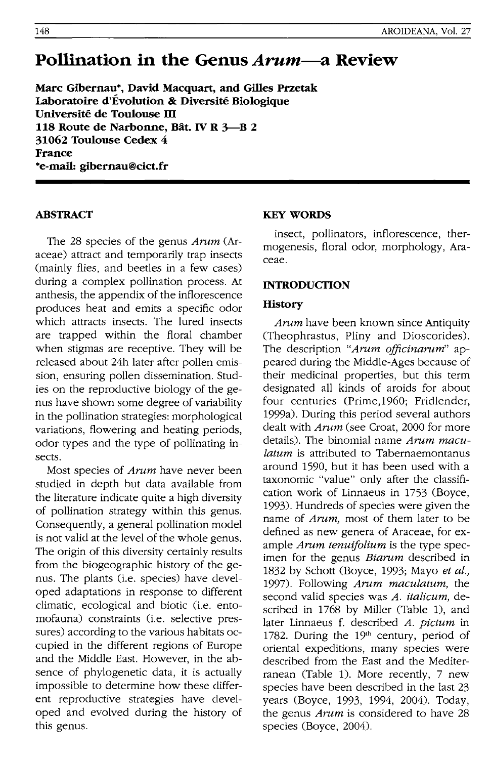# Pollination in the Genus *Arum*—a Review

**Marc Gibernau*, David Macquart, and Gilles Przetak**
**Laboratoire d'Évolution & Diversité Biologique**
**Université de Toulouse III**
**118 Route de Narbonne, Bât. IV R 3—B 2**
**31062 Toulouse Cedex 4**
**France**
***e-mail: gibernau@cict.fr**

## ABSTRACT

The 28 species of the genus *Arum* (Araceae) attract and temporarily trap insects (mainly flies, and beetles in a few cases) during a complex pollination process. At anthesis, the appendix of the inflorescence produces heat and emits a specific odor which attracts insects. The lured insects are trapped within the floral chamber when stigmas are receptive. They will be released about 24h later after pollen emission, ensuring pollen dissemination. Studies on the reproductive biology of the genus have shown some degree of variability in the pollination strategies: morphological variations, flowering and heating periods, odor types and the type of pollinating insects.

Most species of *Arum* have never been studied in depth but data available from the literature indicate quite a high diversity of pollination strategy within this genus. Consequently, a general pollination model is not valid at the level of the whole genus. The origin of this diversity certainly results from the biogeographic history of the genus. The plants (i.e. species) have developed adaptations in response to different climatic, ecological and biotic (i.e. entomofauna) constraints (i.e. selective pressures) according to the various habitats occupied in the different regions of Europe and the Middle East. However, in the absence of phylogenetic data, it is actually impossible to determine how these different reproductive strategies have developed and evolved during the history of this genus.

## KEY WORDS

insect, pollinators, inflorescence, thermogenesis, floral odor, morphology, Araceae.

## INTRODUCTION

### History

*Arum* have been known since Antiquity (Theophrastus, Pliny and Dioscorides). The description "*Arum officinarum*" appeared during the Middle-Ages because of their medicinal properties, but this term designated all kinds of aroids for about four centuries (Prime,1960; Fridlender, 1999a). During this period several authors dealt with *Arum* (see Croat, 2000 for more details). The binomial name *Arum maculatum* is attributed to Tabernaemontanus around 1590, but it has been used with a taxonomic "value" only after the classification work of Linnaeus in 1753 (Boyce, 1993). Hundreds of species were given the name of *Arum*, most of them later to be defined as new genera of Araceae, for example *Arum tenuifolium* is the type specimen for the genus *Biarum* described in 1832 by Schott (Boyce, 1993; Mayo *et al.*, 1997). Following *Arum maculatum*, the second valid species was *A. italicum*, described in 1768 by Miller (Table 1), and later Linnaeus f. described *A. pictum* in 1782. During the 19th century, period of oriental expeditions, many species were described from the East and the Mediterranean (Table 1). More recently, 7 new species have been described in the last 23 years (Boyce, 1993, 1994, 2004). Today, the genus *Arum* is considered to have 28 species (Boyce, 2004).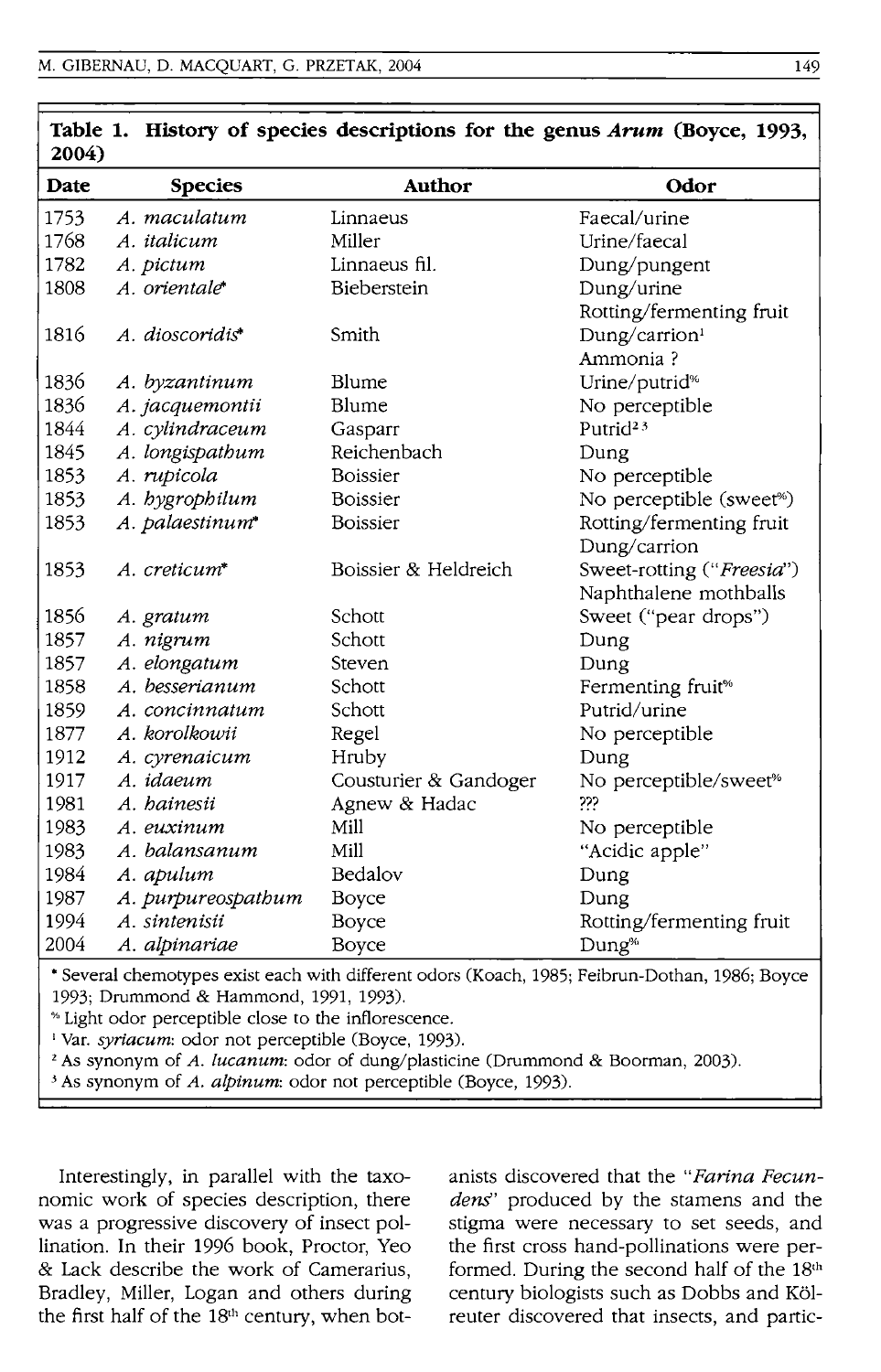**Table 1. History of species descriptions for the genus *Arum* (Boyce, 1993, 2004)**

| Date | Species | Author | Odor |
|---|---|---|---|
| 1753 | *A. maculatum* | Linnaeus | Faecal/urine |
| 1768 | *A. italicum* | Miller | Urine/faecal |
| 1782 | *A. pictum* | Linnaeus fil. | Dung/pungent |
| 1808 | *A. orientale** | Bieberstein | Dung/urine<br>Rotting/fermenting fruit |
| 1816 | *A. dioscoridis** | Smith | Dung/carrion[1]<br>Ammonia ? |
| 1836 | *A. byzantinum* | Blume | Urine/putrid[%] |
| 1836 | *A. jacquemontii* | Blume | No perceptible |
| 1844 | *A. cylindraceum* | Gasparr | Putrid[2,3] |
| 1845 | *A. longispathum* | Reichenbach | Dung |
| 1853 | *A. rupicola* | Boissier | No perceptible |
| 1853 | *A. hygrophilum* | Boissier | No perceptible (sweet[%]) |
| 1853 | *A. palaestinum** | Boissier | Rotting/fermenting fruit<br>Dung/carrion |
| 1853 | *A. creticum** | Boissier & Heldreich | Sweet-rotting ("*Freesia*")<br>Naphthalene mothballs |
| 1856 | *A. gratum* | Schott | Sweet ("pear drops") |
| 1857 | *A. nigrum* | Schott | Dung |
| 1857 | *A. elongatum* | Steven | Dung |
| 1858 | *A. besserianum* | Schott | Fermenting fruit[%] |
| 1859 | *A. concinnatum* | Schott | Putrid/urine |
| 1877 | *A. korolkowii* | Regel | No perceptible |
| 1912 | *A. cyrenaicum* | Hruby | Dung |
| 1917 | *A. idaeum* | Cousturier & Gandoger | No perceptible/sweet[%] |
| 1981 | *A. hainesii* | Agnew & Hadac | ??? |
| 1983 | *A. euxinum* | Mill | No perceptible |
| 1983 | *A. balansanum* | Mill | "Acidic apple" |
| 1984 | *A. apulum* | Bedalov | Dung |
| 1987 | *A. purpureospathum* | Boyce | Dung |
| 1994 | *A. sintenisii* | Boyce | Rotting/fermenting fruit |
| 2004 | *A. alpinariae* | Boyce | Dung[%] |

* Several chemotypes exist each with different odors (Koach, 1985; Feibrun-Dothan, 1986; Boyce 1993; Drummond & Hammond, 1991, 1993).

% Light odor perceptible close to the inflorescence.

[1] Var. *syriacum*: odor not perceptible (Boyce, 1993).

[2] As synonym of *A. lucanum*: odor of dung/plasticine (Drummond & Boorman, 2003).

[3] As synonym of *A. alpinum*: odor not perceptible (Boyce, 1993).

Interestingly, in parallel with the taxonomic work of species description, there was a progressive discovery of insect pollination. In their 1996 book, Proctor, Yeo & Lack describe the work of Camerarius, Bradley, Miller, Logan and others during the first half of the 18th century, when botanists discovered that the "*Farina Fecundens*" produced by the stamens and the stigma were necessary to set seeds, and the first cross hand-pollinations were performed. During the second half of the 18th century biologists such as Dobbs and Kölreuter discovered that insects, and partic-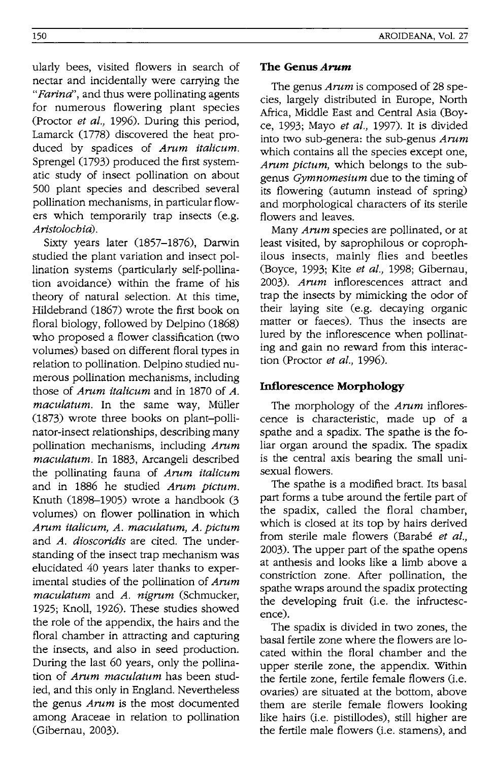ularly bees, visited flowers in search of nectar and incidentally were carrying the "*Farina*", and thus were pollinating agents for numerous flowering plant species (Proctor *et al.*, 1996). During this period, Lamarck (1778) discovered the heat produced by spadices of *Arum italicum*. Sprengel (1793) produced the first systematic study of insect pollination on about 500 plant species and described several pollination mechanisms, in particular flowers which temporarily trap insects (e.g. *Aristolochia*).

Sixty years later (1857–1876), Darwin studied the plant variation and insect pollination systems (particularly self-pollination avoidance) within the frame of his theory of natural selection. At this time, Hildebrand (1867) wrote the first book on floral biology, followed by Delpino (1868) who proposed a flower classification (two volumes) based on different floral types in relation to pollination. Delpino studied numerous pollination mechanisms, including those of *Arum italicum* and in 1870 of *A. maculatum*. In the same way, Müller (1873) wrote three books on plant–pollinator-insect relationships, describing many pollination mechanisms, including *Arum maculatum*. In 1883, Arcangeli described the pollinating fauna of *Arum italicum* and in 1886 he studied *Arum pictum*. Knuth (1898–1905) wrote a handbook (3 volumes) on flower pollination in which *Arum italicum, A. maculatum, A. pictum* and *A. dioscoridis* are cited. The understanding of the insect trap mechanism was elucidated 40 years later thanks to experimental studies of the pollination of *Arum maculatum* and *A. nigrum* (Schmucker, 1925; Knoll, 1926). These studies showed the role of the appendix, the hairs and the floral chamber in attracting and capturing the insects, and also in seed production. During the last 60 years, only the pollination of *Arum maculatum* has been studied, and this only in England. Nevertheless the genus *Arum* is the most documented among Araceae in relation to pollination (Gibernau, 2003).

## The Genus *Arum*

The genus *Arum* is composed of 28 species, largely distributed in Europe, North Africa, Middle East and Central Asia (Boyce, 1993; Mayo *et al.*, 1997). It is divided into two sub-genera: the sub-genus *Arum* which contains all the species except one, *Arum pictum*, which belongs to the subgenus *Gymnomesium* due to the timing of its flowering (autumn instead of spring) and morphological characters of its sterile flowers and leaves.

Many *Arum* species are pollinated, or at least visited, by saprophilous or coprophilous insects, mainly flies and beetles (Boyce, 1993; Kite *et al.*, 1998; Gibernau, 2003). *Arum* inflorescences attract and trap the insects by mimicking the odor of their laying site (e.g. decaying organic matter or faeces). Thus the insects are lured by the inflorescence when pollinating and gain no reward from this interaction (Proctor *et al.*, 1996).

## Inflorescence Morphology

The morphology of the *Arum* inflorescence is characteristic, made up of a spathe and a spadix. The spathe is the foliar organ around the spadix. The spadix is the central axis bearing the small unisexual flowers.

The spathe is a modified bract. Its basal part forms a tube around the fertile part of the spadix, called the floral chamber, which is closed at its top by hairs derived from sterile male flowers (Barabé *et al.*, 2003). The upper part of the spathe opens at anthesis and looks like a limb above a constriction zone. After pollination, the spathe wraps around the spadix protecting the developing fruit (i.e. the infructescence).

The spadix is divided in two zones, the basal fertile zone where the flowers are located within the floral chamber and the upper sterile zone, the appendix. Within the fertile zone, fertile female flowers (i.e. ovaries) are situated at the bottom, above them are sterile female flowers looking like hairs (i.e. pistillodes), still higher are the fertile male flowers (i.e. stamens), and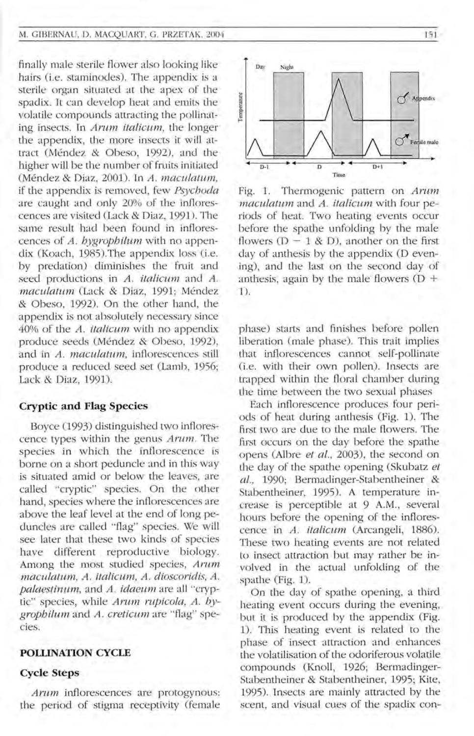finally male sterile flower also looking like hairs (i.e. staminodes). The appendix is a sterile organ situated at the apex of the spadix. It can develop heat and emits the volatile compounds attracting the pollinating insects. In *Arum italicum*, the longer the appendix, the more insects it will attract (Méndez & Obeso, 1992), and the higher will be the number of fruits initiated (Méndez & Diaz, 2001). In *A. maculatum*, if the appendix is removed, few *Psychoda* are caught and only 20% of the inflorescences are visited (Lack & Diaz, 1991). The same result had been found in inflorescences of *A. hygrophilum* with no appendix (Koach, 1985).The appendix loss (i.e. by predation) diminishes the fruit and seed productions in *A. italicum* and *A. maculatum* (Lack & Diaz, 1991; Méndez & Obeso, 1992). On the other hand, the appendix is not absolutely necessary since 40% of the *A. italicum* with no appendix produce seeds (Méndez & Obeso, 1992), and in *A. maculatum*, inflorescences still produce a reduced seed set (Lamb, 1956; Lack & Diaz, 1991).

### Cryptic and Flag Species

Boyce (1993) distinguished two inflorescence types within the genus *Arum*. The species in which the inflorescence is borne on a short peduncle and in this way is situated amid or below the leaves, are called "cryptic" species. On the other hand, species where the inflorescences are above the leaf level at the end of long peduncles are called "flag" species. We will see later that these two kinds of species have different reproductive biology. Among the most studied species, *Arum maculatum, A. italicum, A. dioscoridis, A. palaestinum*, and *A. idaeum* are all "cryptic" species, while *Arum rupicola, A. hygrophilum* and *A. creticum* are "flag" species.

## POLLINATION CYCLE

### Cycle Steps

*Arum* inflorescences are protogynous: the period of stigma receptivity (female phase) starts and finishes before pollen liberation (male phase). This trait implies that inflorescences cannot self-pollinate (i.e. with their own pollen). Insects are trapped within the floral chamber during the time between the two sexual phases

Fig. 1. Thermogenic pattern on *Arum maculatum* and *A. italicum* with four periods of heat. Two heating events occur before the spathe unfolding by the male flowers (D − 1 & D), another on the first day of anthesis by the appendix (D evening), and the last on the second day of anthesis, again by the male flowers (D + 1).

Each inflorescence produces four periods of heat during anthesis (Fig. 1). The first two are due to the male flowers. The first occurs on the day before the spathe opens (Albre *et al.*, 2003), the second on the day of the spathe opening (Skubatz *et al.*, 1990; Bermadinger-Stabentheiner & Stabentheiner, 1995). A temperature increase is perceptible at 9 A.M., several hours before the opening of the inflorescence in *A. italicum* (Arcangeli, 1886). These two heating events are not related to insect attraction but may rather be involved in the actual unfolding of the spathe (Fig. 1).

On the day of spathe opening, a third heating event occurs during the evening, but it is produced by the appendix (Fig. 1). This heating event is related to the phase of insect attraction and enhances the volatilisation of the odoriferous volatile compounds (Knoll, 1926; Bermadinger-Stabentheiner & Stabentheiner, 1995; Kite, 1995). Insects are mainly attracted by the scent, and visual cues of the spadix con-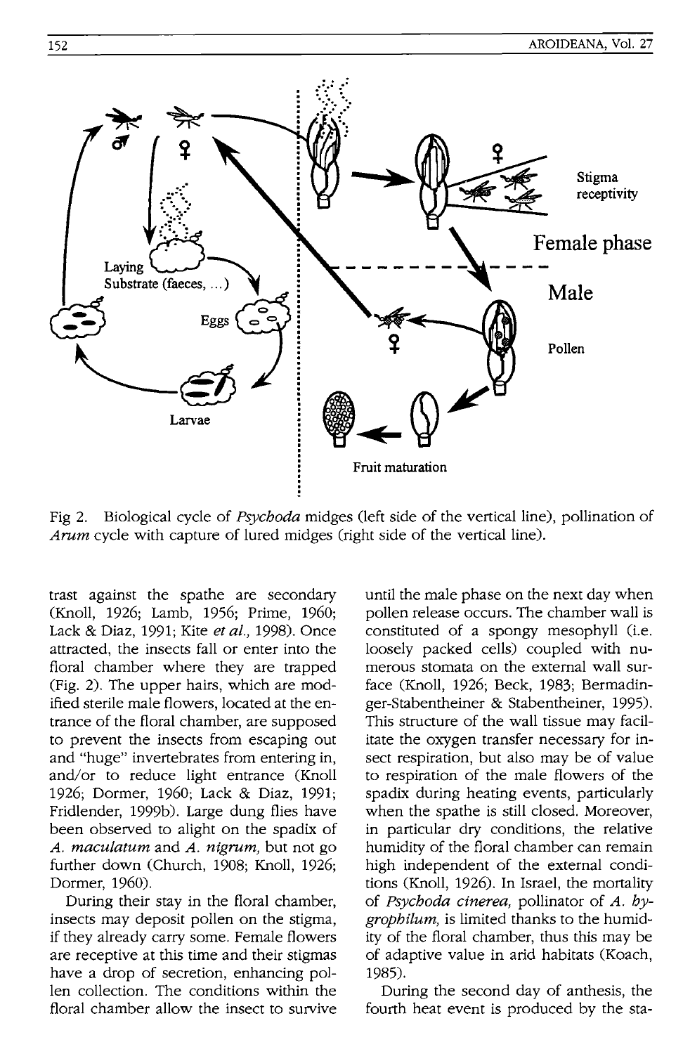Fig 2. Biological cycle of *Psychoda* midges (left side of the vertical line), pollination of *Arum* cycle with capture of lured midges (right side of the vertical line).

trast against the spathe are secondary (Knoll, 1926; Lamb, 1956; Prime, 1960; Lack & Diaz, 1991; Kite *et al.*, 1998). Once attracted, the insects fall or enter into the floral chamber where they are trapped (Fig. 2). The upper hairs, which are modified sterile male flowers, located at the entrance of the floral chamber, are supposed to prevent the insects from escaping out and "huge" invertebrates from entering in, and/or to reduce light entrance (Knoll 1926; Dormer, 1960; Lack & Diaz, 1991; Fridlender, 1999b). Large dung flies have been observed to alight on the spadix of *A. maculatum* and *A. nigrum*, but not go further down (Church, 1908; Knoll, 1926; Dormer, 1960).

During their stay in the floral chamber, insects may deposit pollen on the stigma, if they already carry some. Female flowers are receptive at this time and their stigmas have a drop of secretion, enhancing pollen collection. The conditions within the floral chamber allow the insect to survive until the male phase on the next day when pollen release occurs. The chamber wall is constituted of a spongy mesophyll (i.e. loosely packed cells) coupled with numerous stomata on the external wall surface (Knoll, 1926; Beck, 1983; Bermadinger-Stabentheiner & Stabentheiner, 1995). This structure of the wall tissue may facilitate the oxygen transfer necessary for insect respiration, but also may be of value to respiration of the male flowers of the spadix during heating events, particularly when the spathe is still closed. Moreover, in particular dry conditions, the relative humidity of the floral chamber can remain high independent of the external conditions (Knoll, 1926). In Israel, the mortality of *Psychoda cinerea*, pollinator of *A. hygrophilum*, is limited thanks to the humidity of the floral chamber, thus this may be of adaptive value in arid habitats (Koach, 1985).

During the second day of anthesis, the fourth heat event is produced by the sta-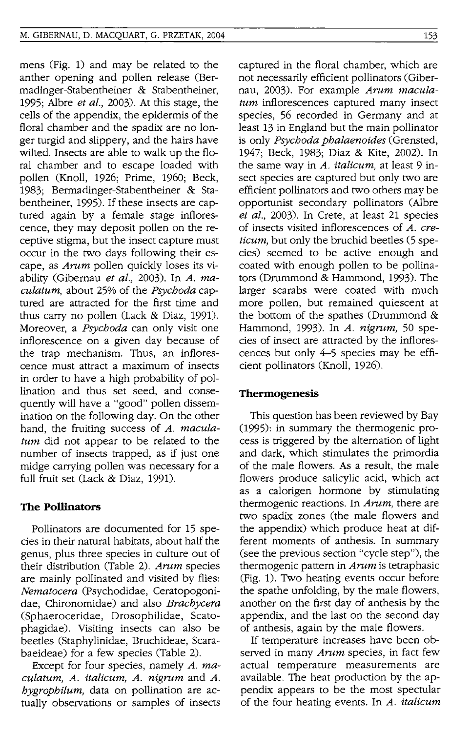mens (Fig. 1) and may be related to the anther opening and pollen release (Bermadinger-Stabentheiner & Stabentheiner, 1995; Albre *et al.*, 2003). At this stage, the cells of the appendix, the epidermis of the floral chamber and the spadix are no longer turgid and slippery, and the hairs have wilted. Insects are able to walk up the floral chamber and to escape loaded with pollen (Knoll, 1926; Prime, 1960; Beck, 1983; Bermadinger-Stabentheiner & Stabentheiner, 1995). If these insects are captured again by a female stage inflorescence, they may deposit pollen on the receptive stigma, but the insect capture must occur in the two days following their escape, as *Arum* pollen quickly loses its viability (Gibernau *et al.*, 2003). In *A. maculatum*, about 25% of the *Psychoda* captured are attracted for the first time and thus carry no pollen (Lack & Diaz, 1991). Moreover, a *Psychoda* can only visit one inflorescence on a given day because of the trap mechanism. Thus, an inflorescence must attract a maximum of insects in order to have a high probability of pollination and thus set seed, and consequently will have a "good" pollen dissemination on the following day. On the other hand, the fruiting success of *A. maculatum* did not appear to be related to the number of insects trapped, as if just one midge carrying pollen was necessary for a full fruit set (Lack & Diaz, 1991).

## The Pollinators

Pollinators are documented for 15 species in their natural habitats, about half the genus, plus three species in culture out of their distribution (Table 2). *Arum* species are mainly pollinated and visited by flies: *Nematocera* (Psychodidae, Ceratopogonidae, Chironomidae) and also *Brachycera* (Sphaeroceridae, Drosophilidae, Scatophagidae). Visiting insects can also be beetles (Staphylinidae, Bruchideae, Scarabaeideae) for a few species (Table 2).

Except for four species, namely *A. maculatum*, *A. italicum*, *A. nigrum* and *A. hygrophilum*, data on pollination are actually observations or samples of insects captured in the floral chamber, which are not necessarily efficient pollinators (Gibernau, 2003). For example *Arum maculatum* inflorescences captured many insect species, 56 recorded in Germany and at least 13 in England but the main pollinator is only *Psychoda phalaenoides* (Grensted, 1947; Beck, 1983; Diaz & Kite, 2002). In the same way in *A. italicum*, at least 9 insect species are captured but only two are efficient pollinators and two others may be opportunist secondary pollinators (Albre *et al.*, 2003). In Crete, at least 21 species of insects visited inflorescences of *A. creticum*, but only the bruchid beetles (5 species) seemed to be active enough and coated with enough pollen to be pollinators (Drummond & Hammond, 1993). The larger scarabs were coated with much more pollen, but remained quiescent at the bottom of the spathes (Drummond & Hammond, 1993). In *A. nigrum*, 50 species of insect are attracted by the inflorescences but only 4–5 species may be efficient pollinators (Knoll, 1926).

## Thermogenesis

This question has been reviewed by Bay (1995): in summary the thermogenic process is triggered by the alternation of light and dark, which stimulates the primordia of the male flowers. As a result, the male flowers produce salicylic acid, which act as a calorigen hormone by stimulating thermogenic reactions. In *Arum*, there are two spadix zones (the male flowers and the appendix) which produce heat at different moments of anthesis. In summary (see the previous section "cycle step"), the thermogenic pattern in *Arum* is tetraphasic (Fig. 1). Two heating events occur before the spathe unfolding, by the male flowers, another on the first day of anthesis by the appendix, and the last on the second day of anthesis, again by the male flowers.

If temperature increases have been observed in many *Arum* species, in fact few actual temperature measurements are available. The heat production by the appendix appears to be the most spectular of the four heating events. In *A. italicum*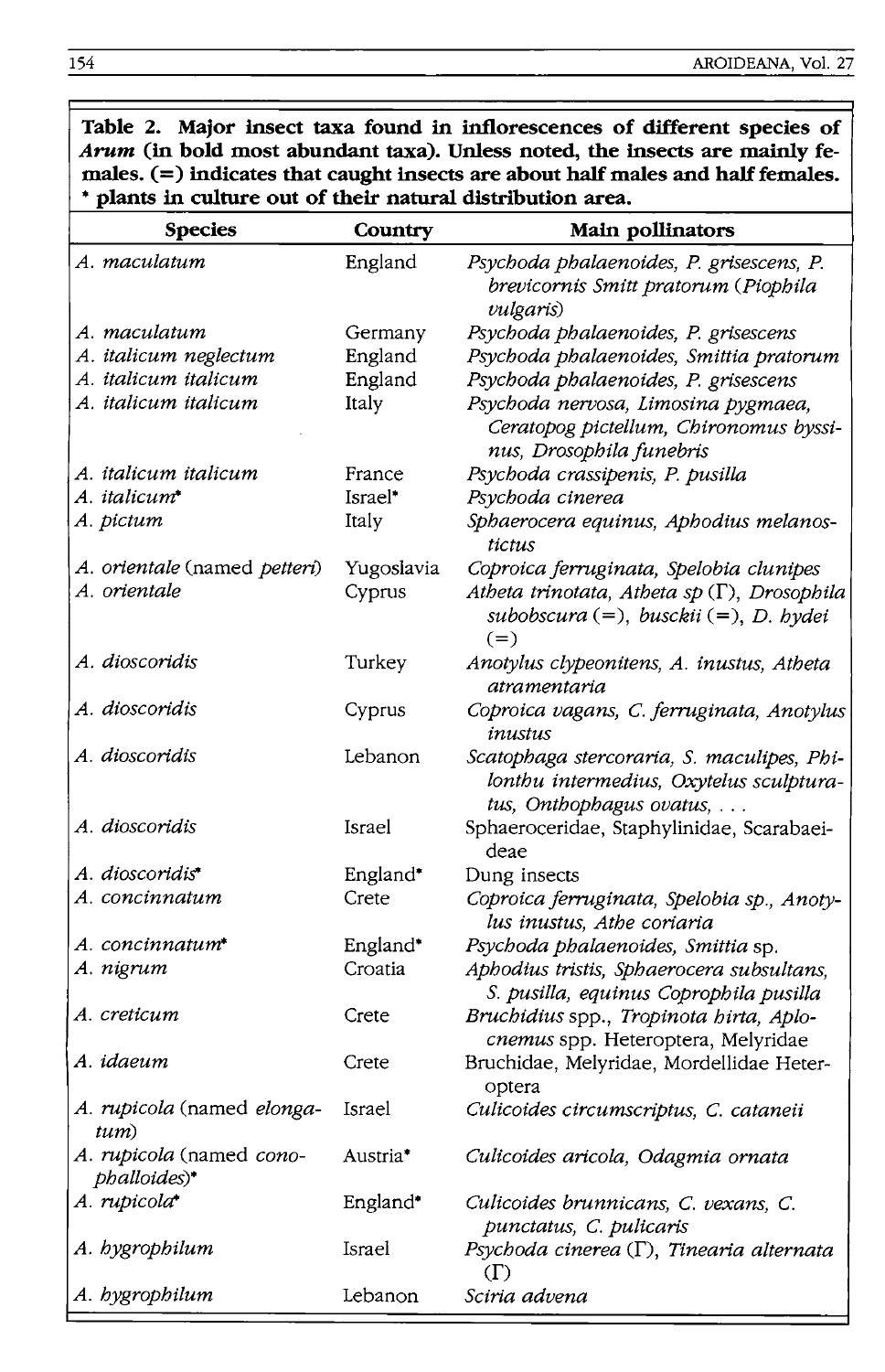**Table 2. Major insect taxa found in inflorescences of different species of *Arum* (in bold most abundant taxa). Unless noted, the insects are mainly females. (=) indicates that caught insects are about half males and half females. * plants in culture out of their natural distribution area.**

| Species | Country | Main pollinators |
|---|---|---|
| *A. maculatum* | England | *Psychoda phalaenoides, P. grisescens, P. brevicornis Smitt pratorum (Piophila vulgaris)* |
| *A. maculatum* | Germany | *Psychoda phalaenoides, P. grisescens* |
| *A. italicum neglectum* | England | *Psychoda phalaenoides, Smittia pratorum* |
| *A. italicum italicum* | England | *Psychoda phalaenoides, P. grisescens* |
| *A. italicum italicum* | Italy | *Psychoda nervosa, Limosina pygmaea, Ceratopog pictellum, Chironomus byssinus, Drosophila funebris* |
| *A. italicum italicum* | France | *Psychoda crassipenis, P. pusilla* |
| *A. italicum** | Israel* | *Psychoda cinerea* |
| *A. pictum* | Italy | *Sphaerocera equinus, Aphodius melanostictus* |
| *A. orientale* (named *petteri*) | Yugoslavia | *Coproica ferruginata, Spelobia clunipes* |
| *A. orientale* | Cyprus | *Atheta trinotata, Atheta sp* (Γ), *Drosophila subobscura* (=), *busckii* (=), *D. hydei* (=) |
| *A. dioscoridis* | Turkey | *Anotylus clypeonitens, A. inustus, Atheta atramentaria* |
| *A. dioscoridis* | Cyprus | *Coproica vagans, C. ferruginata, Anotylus inustus* |
| *A. dioscoridis* | Lebanon | *Scatophaga stercoraria, S. maculipes, Philonthu intermedius, Oxytelus sculpturatus, Onthophagus ovatus, . . .* |
| *A. dioscoridis* | Israel | Sphaeroceridae, Staphylinidae, Scarabaeideae |
| *A. dioscoridis** | England* | Dung insects |
| *A. concinnatum* | Crete | *Coproica ferruginata, Spelobia sp., Anotylus inustus, Athe coriaria* |
| *A. concinnatum** | England* | *Psychoda phalaenoides, Smittia* sp. |
| *A. nigrum* | Croatia | *Aphodius tristis, Sphaerocera subsultans, S. pusilla, equinus Coprophila pusilla* |
| *A. creticum* | Crete | *Bruchidius* spp., *Tropinota hirta, Aplocnemus* spp. Heteroptera, Melyridae |
| *A. idaeum* | Crete | Bruchidae, Melyridae, Mordellidae Heteroptera |
| *A. rupicola* (named *elongatum*) | Israel | *Culicoides circumscriptus, C. cataneii* |
| *A. rupicola* (named *conophalloides*)* | Austria* | *Culicoides aricola, Odagmia ornata* |
| *A. rupicola** | England* | *Culicoides brunnicans, C. vexans, C. punctatus, C. pulicaris* |
| *A. hygrophilum* | Israel | *Psychoda cinerea* (Γ), *Tinearia alternata* (Γ) |
| *A. hygrophilum* | Lebanon | *Sciria advena* |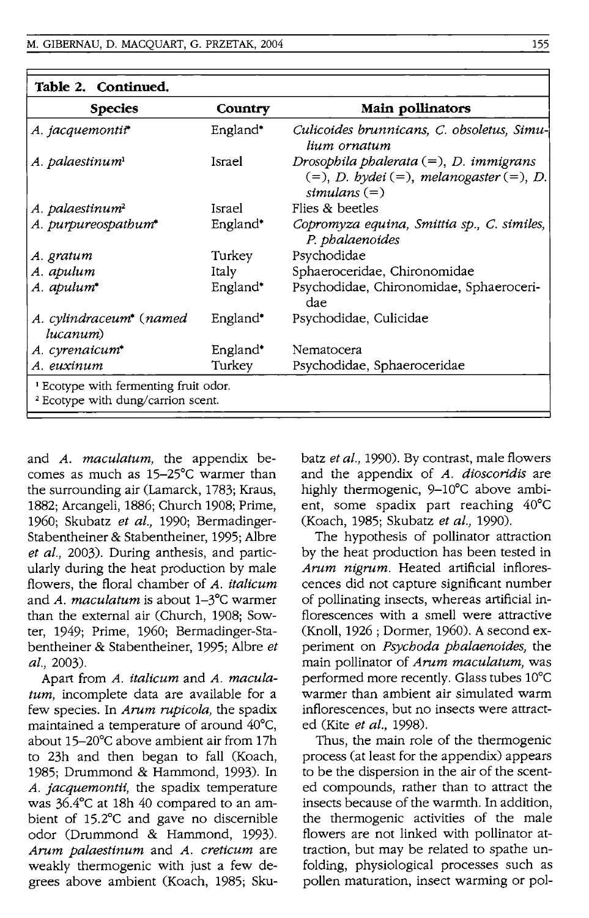**Table 2. Continued.**

| Species | Country | Main pollinators |
| --- | --- | --- |
| *A. jacquemontii*\* | England\* | *Culicoides brunnicans, C. obsoletus, Simulium ornatum* |
| *A. palaestinum*[1] | Israel | *Drosophila phalerata* (=), *D. immigrans* (=), *D. hydei* (=), *melanogaster* (=), *D. simulans* (=) |
| *A. palaestinum*[2] | Israel | Flies & beetles |
| *A. purpureospathum*\* | England\* | *Copromyza equina, Smittia sp., C. similes, P. phalaenoides* |
| *A. gratum* | Turkey | Psychodidae |
| *A. apulum* | Italy | Sphaeroceridae, Chironomidae |
| *A. apulum*\* | England\* | Psychodidae, Chironomidae, Sphaeroceridae |
| *A. cylindraceum*\* (*named lucanum*) | England\* | Psychodidae, Culicidae |
| *A. cyrenaicum*\* | England\* | Nematocera |
| *A. euxinum* | Turkey | Psychodidae, Sphaeroceridae |

[1] Ecotype with fermenting fruit odor.
[2] Ecotype with dung/carrion scent.

and *A. maculatum,* the appendix becomes as much as 15–25°C warmer than the surrounding air (Lamarck, 1783; Kraus, 1882; Arcangeli, 1886; Church 1908; Prime, 1960; Skubatz *et al.,* 1990; Bermadinger-Stabentheiner & Stabentheiner, 1995; Albre *et al.,* 2003). During anthesis, and particularly during the heat production by male flowers, the floral chamber of *A. italicum* and *A. maculatum* is about 1–3°C warmer than the external air (Church, 1908; Sowter, 1949; Prime, 1960; Bermadinger-Stabentheiner & Stabentheiner, 1995; Albre *et al.,* 2003).

Apart from *A. italicum* and *A. maculatum,* incomplete data are available for a few species. In *Arum rupicola,* the spadix maintained a temperature of around 40°C, about 15–20°C above ambient air from 17h to 23h and then began to fall (Koach, 1985; Drummond & Hammond, 1993). In *A. jacquemontii,* the spadix temperature was 36.4°C at 18h 40 compared to an ambient of 15.2°C and gave no discernible odor (Drummond & Hammond, 1993). *Arum palaestinum* and *A. creticum* are weakly thermogenic with just a few degrees above ambient (Koach, 1985; Skubatz *et al.,* 1990). By contrast, male flowers and the appendix of *A. dioscoridis* are highly thermogenic, 9–10°C above ambient, some spadix part reaching 40°C (Koach, 1985; Skubatz *et al.,* 1990).

The hypothesis of pollinator attraction by the heat production has been tested in *Arum nigrum.* Heated artificial inflorescences did not capture significant number of pollinating insects, whereas artificial inflorescences with a smell were attractive (Knoll, 1926 ; Dormer, 1960). A second experiment on *Psychoda phalaenoides,* the main pollinator of *Arum maculatum,* was performed more recently. Glass tubes 10°C warmer than ambient air simulated warm inflorescences, but no insects were attracted (Kite *et al.,* 1998).

Thus, the main role of the thermogenic process (at least for the appendix) appears to be the dispersion in the air of the scented compounds, rather than to attract the insects because of the warmth. In addition, the thermogenic activities of the male flowers are not linked with pollinator attraction, but may be related to spathe unfolding, physiological processes such as pollen maturation, insect warming or pol-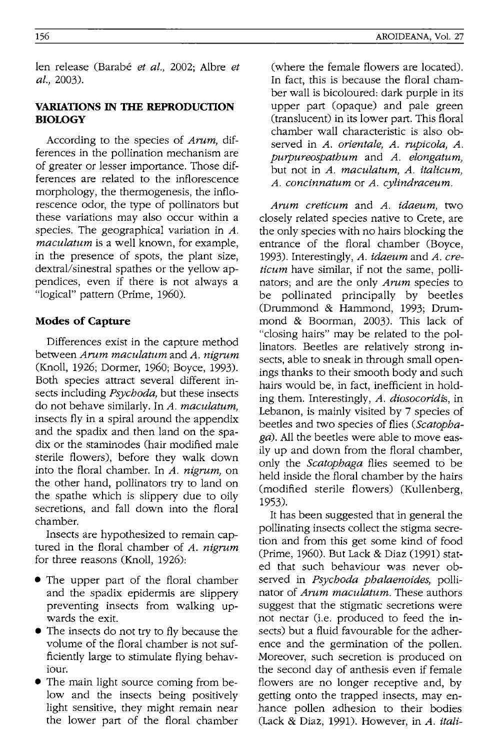len release (Barabé *et al.,* 2002; Albre *et al.,* 2003).

## VARIATIONS IN THE REPRODUCTION BIOLOGY

According to the species of *Arum,* differences in the pollination mechanism are of greater or lesser importance. Those differences are related to the inflorescence morphology, the thermogenesis, the inflorescence odor, the type of pollinators but these variations may also occur within a species. The geographical variation in *A. maculatum* is a well known, for example, in the presence of spots, the plant size, dextral/sinestral spathes or the yellow appendices, even if there is not always a "logical" pattern (Prime, 1960).

### Modes of Capture

Differences exist in the capture method between *Arum maculatum* and *A. nigrum* (Knoll, 1926; Dormer, 1960; Boyce, 1993). Both species attract several different insects including *Psychoda,* but these insects do not behave similarly. In *A. maculatum,* insects fly in a spiral around the appendix and the spadix and then land on the spadix or the staminodes (hair modified male sterile flowers), before they walk down into the floral chamber. In *A. nigrum,* on the other hand, pollinators try to land on the spathe which is slippery due to oily secretions, and fall down into the floral chamber.

Insects are hypothesized to remain captured in the floral chamber of *A. nigrum* for three reasons (Knoll, 1926):

- The upper part of the floral chamber and the spadix epidermis are slippery preventing insects from walking upwards the exit.
- The insects do not try to fly because the volume of the floral chamber is not sufficiently large to stimulate flying behaviour.
- The main light source coming from below and the insects being positively light sensitive, they might remain near the lower part of the floral chamber (where the female flowers are located). In fact, this is because the floral chamber wall is bicoloured: dark purple in its upper part (opaque) and pale green (translucent) in its lower part. This floral chamber wall characteristic is also observed in *A. orientale, A. rupicola, A. purpureospathum* and *A. elongatum,* but not in *A. maculatum, A. italicum, A. concinnatum* or *A. cylindraceum.*

*Arum creticum* and *A. idaeum,* two closely related species native to Crete, are the only species with no hairs blocking the entrance of the floral chamber (Boyce, 1993). Interestingly, *A. idaeum* and *A. creticum* have similar, if not the same, pollinators; and are the only *Arum* species to be pollinated principally by beetles (Drummond & Hammond, 1993; Drummond & Boorman, 2003). This lack of "closing hairs" may be related to the pollinators. Beetles are relatively strong insects, able to sneak in through small openings thanks to their smooth body and such hairs would be, in fact, inefficient in holding them. Interestingly, *A. diosocoridis,* in Lebanon, is mainly visited by 7 species of beetles and two species of flies (*Scatophaga*). All the beetles were able to move easily up and down from the floral chamber, only the *Scatophaga* flies seemed to be held inside the floral chamber by the hairs (modified sterile flowers) (Kullenberg, 1953).

It has been suggested that in general the pollinating insects collect the stigma secretion and from this get some kind of food (Prime, 1960). But Lack & Diaz (1991) stated that such behaviour was never observed in *Psychoda phalaenoides,* pollinator of *Arum maculatum.* These authors suggest that the stigmatic secretions were not nectar (i.e. produced to feed the insects) but a fluid favourable for the adherence and the germination of the pollen. Moreover, such secretion is produced on the second day of anthesis even if female flowers are no longer receptive and, by getting onto the trapped insects, may enhance pollen adhesion to their bodies (Lack & Diaz, 1991). However, in *A. itali-*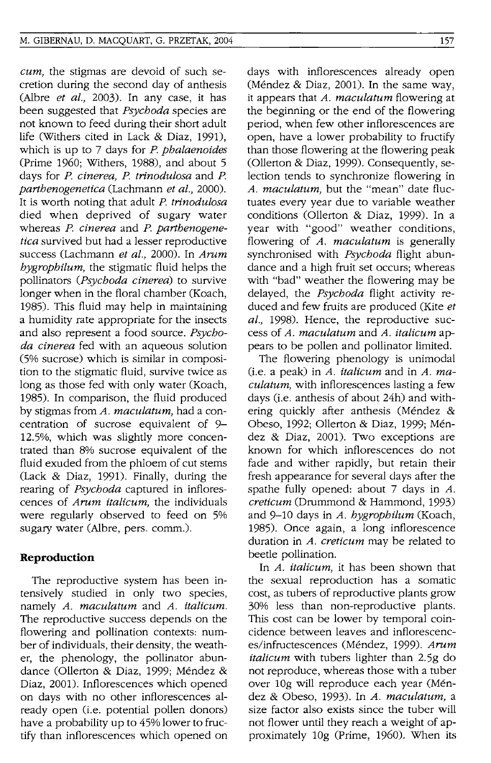*cum*, the stigmas are devoid of such secretion during the second day of anthesis (Albre *et al.*, 2003). In any case, it has been suggested that *Psychoda* species are not known to feed during their short adult life (Withers cited in Lack & Diaz, 1991), which is up to 7 days for *P. phalaenoides* (Prime 1960; Withers, 1988), and about 5 days for *P. cinerea, P. trinodulosa* and *P. parthenogenetica* (Lachmann *et al.*, 2000). It is worth noting that adult *P. trinodulosa* died when deprived of sugary water whereas *P. cinerea* and *P. parthenogenetica* survived but had a lesser reproductive success (Lachmann *et al.*, 2000). In *Arum hygrophilum*, the stigmatic fluid helps the pollinators (*Psychoda cinerea*) to survive longer when in the floral chamber (Koach, 1985). This fluid may help in maintaining a humidity rate appropriate for the insects and also represent a food source. *Psychoda cinerea* fed with an aqueous solution (5% sucrose) which is similar in composition to the stigmatic fluid, survive twice as long as those fed with only water (Koach, 1985). In comparison, the fluid produced by stigmas from *A. maculatum*, had a concentration of sucrose equivalent of 9–12.5%, which was slightly more concentrated than 8% sucrose equivalent of the fluid exuded from the phloem of cut stems (Lack & Diaz, 1991). Finally, during the rearing of *Psychoda* captured in inflorescences of *Arum italicum*, the individuals were regularly observed to feed on 5% sugary water (Albre, pers. comm.).

## Reproduction

The reproductive system has been intensively studied in only two species, namely *A. maculatum* and *A. italicum*. The reproductive success depends on the flowering and pollination contexts: number of individuals, their density, the weather, the phenology, the pollinator abundance (Ollerton & Diaz, 1999; Méndez & Diaz, 2001). Inflorescences which opened on days with no other inflorescences already open (i.e. potential pollen donors) have a probability up to 45% lower to fructify than inflorescences which opened on days with inflorescences already open (Méndez & Diaz, 2001). In the same way, it appears that *A. maculatum* flowering at the beginning or the end of the flowering period, when few other inflorescences are open, have a lower probability to fructify than those flowering at the flowering peak (Ollerton & Diaz, 1999). Consequently, selection tends to synchronize flowering in *A. maculatum*, but the "mean" date fluctuates every year due to variable weather conditions (Ollerton & Diaz, 1999). In a year with "good" weather conditions, flowering of *A. maculatum* is generally synchronised with *Psychoda* flight abundance and a high fruit set occurs; whereas with "bad" weather the flowering may be delayed, the *Psychoda* flight activity reduced and few fruits are produced (Kite *et al.*, 1998). Hence, the reproductive success of *A. maculatum* and *A. italicum* appears to be pollen and pollinator limited.

The flowering phenology is unimodal (i.e. a peak) in *A. italicum* and in *A. maculatum*, with inflorescences lasting a few days (i.e. anthesis of about 24h) and withering quickly after anthesis (Méndez & Obeso, 1992; Ollerton & Diaz, 1999; Méndez & Diaz, 2001). Two exceptions are known for which inflorescences do not fade and wither rapidly, but retain their fresh appearance for several days after the spathe fully opened: about 7 days in *A. creticum* (Drummond & Hammond, 1993) and 9–10 days in *A. hygrophilum* (Koach, 1985). Once again, a long inflorescence duration in *A. creticum* may be related to beetle pollination.

In *A. italicum*, it has been shown that the sexual reproduction has a somatic cost, as tubers of reproductive plants grow 30% less than non-reproductive plants. This cost can be lower by temporal coincidence between leaves and inflorescences/infructescences (Méndez, 1999). *Arum italicum* with tubers lighter than 2.5g do not reproduce, whereas those with a tuber over 10g will reproduce each year (Méndez & Obeso, 1993). In *A. maculatum*, a size factor also exists since the tuber will not flower until they reach a weight of approximately 10g (Prime, 1960). When its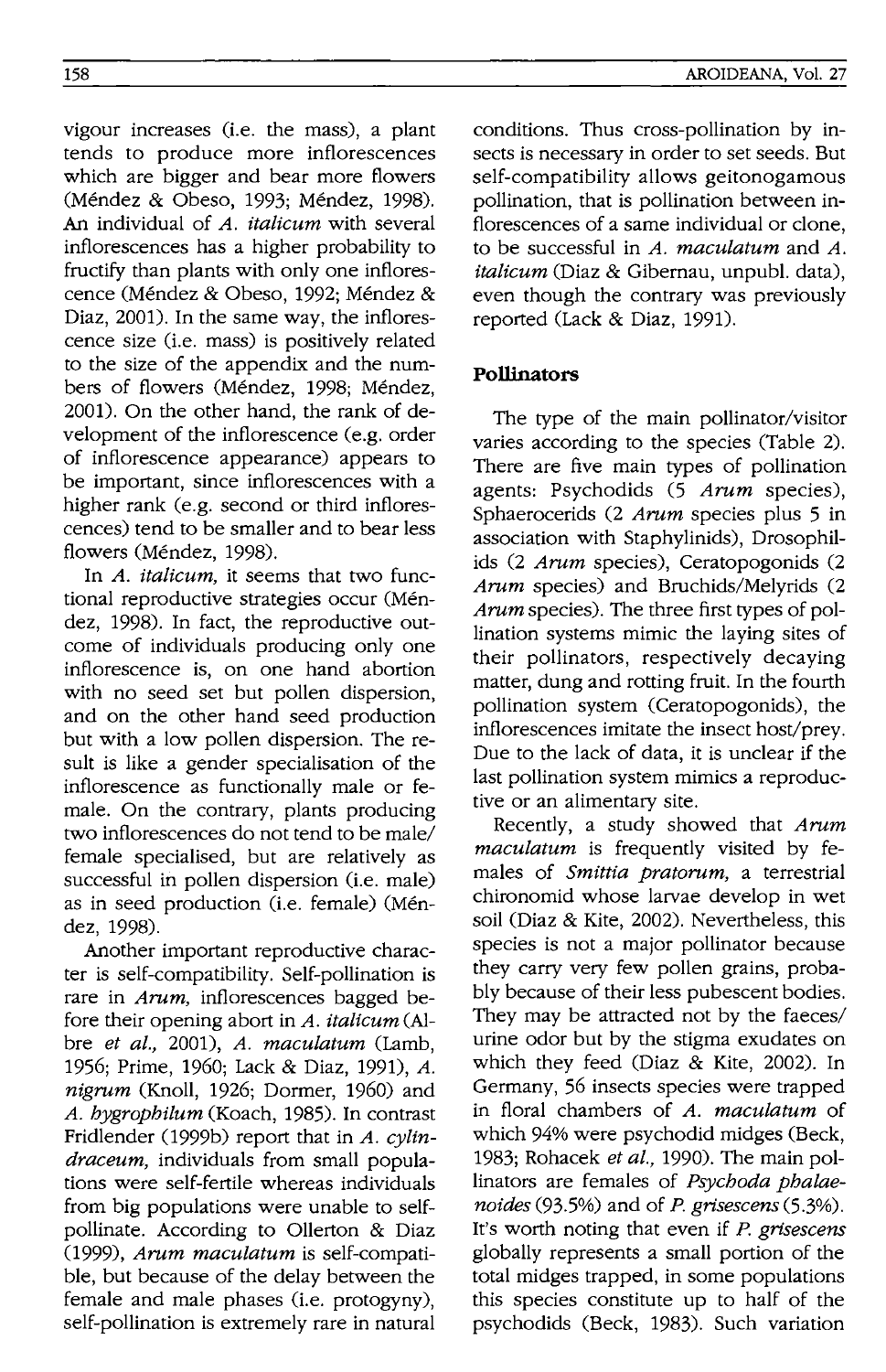vigour increases (i.e. the mass), a plant tends to produce more inflorescences which are bigger and bear more flowers (Méndez & Obeso, 1993; Méndez, 1998). An individual of *A. italicum* with several inflorescences has a higher probability to fructify than plants with only one inflorescence (Méndez & Obeso, 1992; Méndez & Diaz, 2001). In the same way, the inflorescence size (i.e. mass) is positively related to the size of the appendix and the numbers of flowers (Méndez, 1998; Méndez, 2001). On the other hand, the rank of development of the inflorescence (e.g. order of inflorescence appearance) appears to be important, since inflorescences with a higher rank (e.g. second or third inflorescences) tend to be smaller and to bear less flowers (Méndez, 1998).

In *A. italicum,* it seems that two functional reproductive strategies occur (Méndez, 1998). In fact, the reproductive outcome of individuals producing only one inflorescence is, on one hand abortion with no seed set but pollen dispersion, and on the other hand seed production but with a low pollen dispersion. The result is like a gender specialisation of the inflorescence as functionally male or female. On the contrary, plants producing two inflorescences do not tend to be male/female specialised, but are relatively as successful in pollen dispersion (i.e. male) as in seed production (i.e. female) (Méndez, 1998).

Another important reproductive character is self-compatibility. Self-pollination is rare in *Arum,* inflorescences bagged before their opening abort in *A. italicum* (Albre *et al.,* 2001), *A. maculatum* (Lamb, 1956; Prime, 1960; Lack & Diaz, 1991), *A. nigrum* (Knoll, 1926; Dormer, 1960) and *A. hygrophilum* (Koach, 1985). In contrast Fridlender (1999b) report that in *A. cylindraceum,* individuals from small populations were self-fertile whereas individuals from big populations were unable to self-pollinate. According to Ollerton & Diaz (1999), *Arum maculatum* is self-compatible, but because of the delay between the female and male phases (i.e. protogyny), self-pollination is extremely rare in natural conditions. Thus cross-pollination by insects is necessary in order to set seeds. But self-compatibility allows geitonogamous pollination, that is pollination between inflorescences of a same individual or clone, to be successful in *A. maculatum* and *A. italicum* (Diaz & Gibernau, unpubl. data), even though the contrary was previously reported (Lack & Diaz, 1991).

## Pollinators

The type of the main pollinator/visitor varies according to the species (Table 2). There are five main types of pollination agents: Psychodids (5 *Arum* species), Sphaerocerids (2 *Arum* species plus 5 in association with Staphylinids), Drosophilids (2 *Arum* species), Ceratopogonids (2 *Arum* species) and Bruchids/Melyrids (2 *Arum* species). The three first types of pollination systems mimic the laying sites of their pollinators, respectively decaying matter, dung and rotting fruit. In the fourth pollination system (Ceratopogonids), the inflorescences imitate the insect host/prey. Due to the lack of data, it is unclear if the last pollination system mimics a reproductive or an alimentary site.

Recently, a study showed that *Arum maculatum* is frequently visited by females of *Smittia pratorum,* a terrestrial chironomid whose larvae develop in wet soil (Diaz & Kite, 2002). Nevertheless, this species is not a major pollinator because they carry very few pollen grains, probably because of their less pubescent bodies. They may be attracted not by the faeces/urine odor but by the stigma exudates on which they feed (Diaz & Kite, 2002). In Germany, 56 insects species were trapped in floral chambers of *A. maculatum* of which 94% were psychodid midges (Beck, 1983; Rohacek *et al.,* 1990). The main pollinators are females of *Psychoda phalaenoides* (93.5%) and of *P. grisescens* (5.3%). It's worth noting that even if *P. grisescens* globally represents a small portion of the total midges trapped, in some populations this species constitute up to half of the psychodids (Beck, 1983). Such variation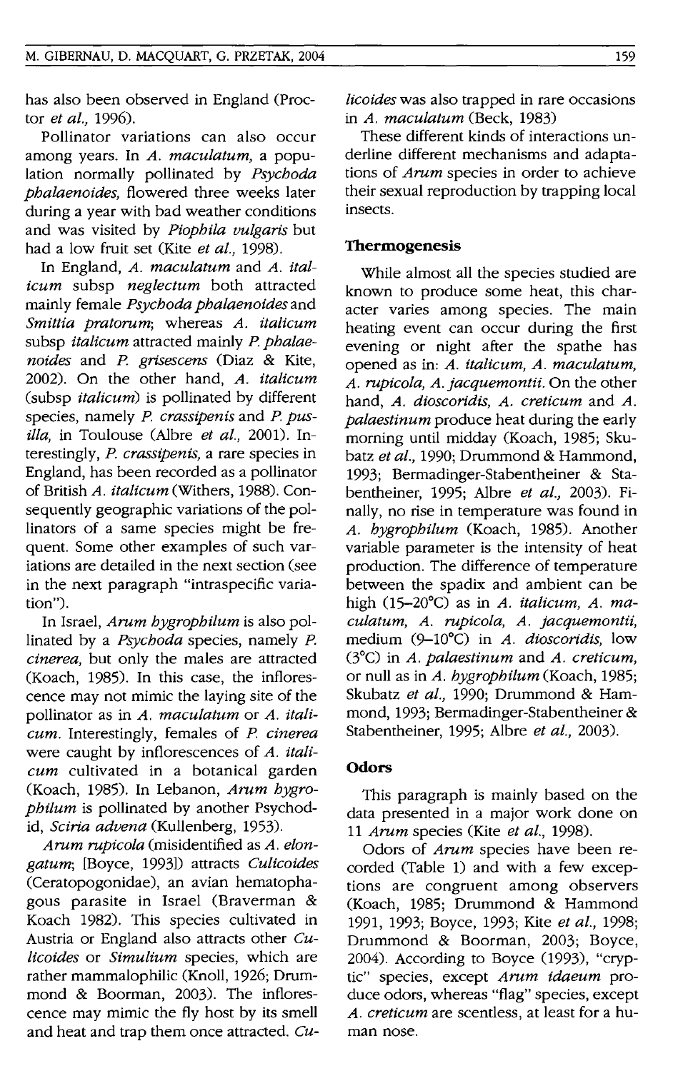has also been observed in England (Proctor *et al.*, 1996).

Pollinator variations can also occur among years. In *A. maculatum*, a population normally pollinated by *Psychoda phalaenoides*, flowered three weeks later during a year with bad weather conditions and was visited by *Piophila vulgaris* but had a low fruit set (Kite *et al.*, 1998).

In England, *A. maculatum* and *A. italicum* subsp *neglectum* both attracted mainly female *Psychoda phalaenoides* and *Smittia pratorum*; whereas *A. italicum* subsp *italicum* attracted mainly *P. phalaenoides* and *P. grisescens* (Diaz & Kite, 2002). On the other hand, *A. italicum* (subsp *italicum*) is pollinated by different species, namely *P. crassipenis* and *P. pusilla*, in Toulouse (Albre *et al.*, 2001). Interestingly, *P. crassipenis*, a rare species in England, has been recorded as a pollinator of British *A. italicum* (Withers, 1988). Consequently geographic variations of the pollinators of a same species might be frequent. Some other examples of such variations are detailed in the next section (see in the next paragraph "intraspecific variation").

In Israel, *Arum hygrophilum* is also pollinated by a *Psychoda* species, namely *P. cinerea*, but only the males are attracted (Koach, 1985). In this case, the inflorescence may not mimic the laying site of the pollinator as in *A. maculatum* or *A. italicum*. Interestingly, females of *P. cinerea* were caught by inflorescences of *A. italicum* cultivated in a botanical garden (Koach, 1985). In Lebanon, *Arum hygrophilum* is pollinated by another Psychodid, *Sciria advena* (Kullenberg, 1953).

*Arum rupicola* (misidentified as *A. elongatum*; [Boyce, 1993]) attracts *Culicoides* (Ceratopogonidae), an avian hematophagous parasite in Israel (Braverman & Koach 1982). This species cultivated in Austria or England also attracts other *Culicoides* or *Simulium* species, which are rather mammalophilic (Knoll, 1926; Drummond & Boorman, 2003). The inflorescence may mimic the fly host by its smell and heat and trap them once attracted. *Culicoides* was also trapped in rare occasions in *A. maculatum* (Beck, 1983)

These different kinds of interactions underline different mechanisms and adaptations of *Arum* species in order to achieve their sexual reproduction by trapping local insects.

### Thermogenesis

While almost all the species studied are known to produce some heat, this character varies among species. The main heating event can occur during the first evening or night after the spathe has opened as in: *A. italicum*, *A. maculatum*, *A. rupicola*, *A. jacquemontii*. On the other hand, *A. dioscoridis*, *A. creticum* and *A. palaestinum* produce heat during the early morning until midday (Koach, 1985; Skubatz *et al.*, 1990; Drummond & Hammond, 1993; Bermadinger-Stabentheiner & Stabentheiner, 1995; Albre *et al.*, 2003). Finally, no rise in temperature was found in *A. hygrophilum* (Koach, 1985). Another variable parameter is the intensity of heat production. The difference of temperature between the spadix and ambient can be high (15–20°C) as in *A. italicum*, *A. maculatum*, *A. rupicola*, *A. jacquemontii*, medium (9–10°C) in *A. dioscoridis*, low (3°C) in *A. palaestinum* and *A. creticum*, or null as in *A. hygrophilum* (Koach, 1985; Skubatz *et al.*, 1990; Drummond & Hammond, 1993; Bermadinger-Stabentheiner & Stabentheiner, 1995; Albre *et al.*, 2003).

### Odors

This paragraph is mainly based on the data presented in a major work done on 11 *Arum* species (Kite *et al.*, 1998).

Odors of *Arum* species have been recorded (Table 1) and with a few exceptions are congruent among observers (Koach, 1985; Drummond & Hammond 1991, 1993; Boyce, 1993; Kite *et al.*, 1998; Drummond & Boorman, 2003; Boyce, 2004). According to Boyce (1993), "cryptic" species, except *Arum idaeum* produce odors, whereas "flag" species, except *A. creticum* are scentless, at least for a human nose.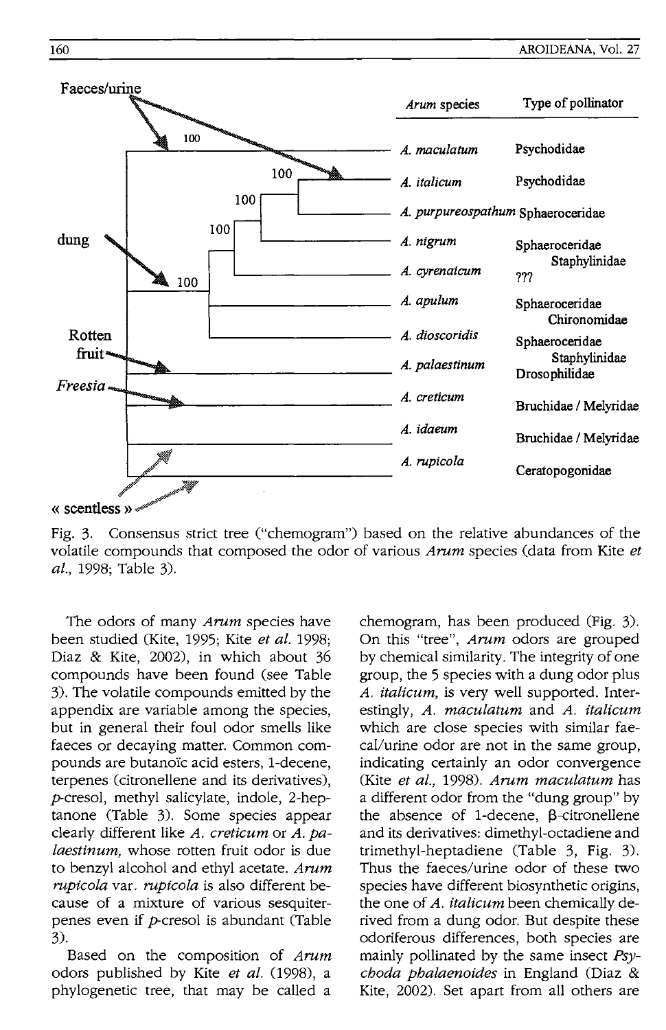| *Arum* species | Type of pollinator |
|---|---|
| *A. maculatum* | Psychodidae |
| *A. italicum* | Psychodidae |
| *A. purpureospathum* | Sphaeroceridae |
| *A. nigrum* | Sphaeroceridae Staphylinidae |
| *A. cyrenaicum* | ??? |
| *A. apulum* | Sphaeroceridae Chironomidae |
| *A. dioscoridis* | Sphaeroceridae Staphylinidae |
| *A. palaestinum* | Drosophilidae |
| *A. creticum* | Bruchidae / Melyridae |
| *A. idaeum* | Bruchidae / Melyridae |
| *A. rupicola* | Ceratopogonidae |

Fig. 3. Consensus strict tree ("chemogram") based on the relative abundances of the volatile compounds that composed the odor of various *Arum* species (data from Kite *et al.*, 1998; Table 3).

The odors of many *Arum* species have been studied (Kite, 1995; Kite *et al.* 1998; Diaz & Kite, 2002), in which about 36 compounds have been found (see Table 3). The volatile compounds emitted by the appendix are variable among the species, but in general their foul odor smells like faeces or decaying matter. Common compounds are butanoïc acid esters, 1-decene, terpenes (citronellene and its derivatives), *p*-cresol, methyl salicylate, indole, 2-heptanone (Table 3). Some species appear clearly different like *A. creticum* or *A. palaestinum,* whose rotten fruit odor is due to benzyl alcohol and ethyl acetate. *Arum rupicola* var. *rupicola* is also different because of a mixture of various sesquiterpenes even if *p*-cresol is abundant (Table 3).

Based on the composition of *Arum* odors published by Kite *et al.* (1998), a phylogenetic tree, that may be called a chemogram, has been produced (Fig. 3). On this "tree", *Arum* odors are grouped by chemical similarity. The integrity of one group, the 5 species with a dung odor plus *A. italicum,* is very well supported. Interestingly, *A. maculatum* and *A. italicum* which are close species with similar faecal/urine odor are not in the same group, indicating certainly an odor convergence (Kite *et al.,* 1998). *Arum maculatum* has a different odor from the "dung group" by the absence of 1-decene, β-citronellene and its derivatives: dimethyl-octadiene and trimethyl-heptadiene (Table 3, Fig. 3). Thus the faeces/urine odor of these two species have different biosynthetic origins, the one of *A. italicum* been chemically derived from a dung odor. But despite these odoriferous differences, both species are mainly pollinated by the same insect *Psychoda phalaenoides* in England (Diaz & Kite, 2002). Set apart from all others are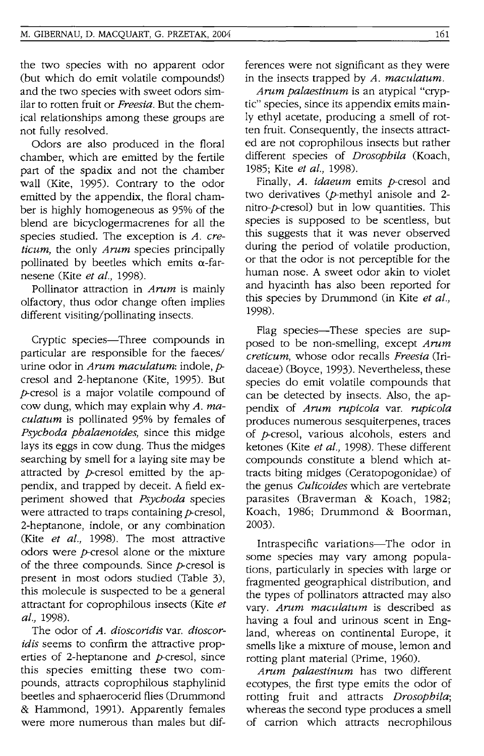the two species with no apparent odor (but which do emit volatile compounds!) and the two species with sweet odors similar to rotten fruit or *Freesia*. But the chemical relationships among these groups are not fully resolved.

Odors are also produced in the floral chamber, which are emitted by the fertile part of the spadix and not the chamber wall (Kite, 1995). Contrary to the odor emitted by the appendix, the floral chamber is highly homogeneous as 95% of the blend are bicyclogermacrenes for all the species studied. The exception is *A. creticum*, the only *Arum* species principally pollinated by beetles which emits α-farnesene (Kite *et al.*, 1998).

Pollinator attraction in *Arum* is mainly olfactory, thus odor change often implies different visiting/pollinating insects.

Cryptic species—Three compounds in particular are responsible for the faeces/urine odor in *Arum maculatum*: indole, *p*-cresol and 2-heptanone (Kite, 1995). But *p*-cresol is a major volatile compound of cow dung, which may explain why *A. maculatum* is pollinated 95% by females of *Psychoda phalaenoides*, since this midge lays its eggs in cow dung. Thus the midges searching by smell for a laying site may be attracted by *p*-cresol emitted by the appendix, and trapped by deceit. A field experiment showed that *Psychoda* species were attracted to traps containing *p*-cresol, 2-heptanone, indole, or any combination (Kite *et al.*, 1998). The most attractive odors were *p*-cresol alone or the mixture of the three compounds. Since *p*-cresol is present in most odors studied (Table 3), this molecule is suspected to be a general attractant for coprophilous insects (Kite *et al.*, 1998).

The odor of *A. dioscoridis* var. *dioscoridis* seems to confirm the attractive properties of 2-heptanone and *p*-cresol, since this species emitting these two compounds, attracts coprophilous staphylinid beetles and sphaerocerid flies (Drummond & Hammond, 1991). Apparently females were more numerous than males but differences were not significant as they were in the insects trapped by *A. maculatum*.

*Arum palaestinum* is an atypical "cryptic" species, since its appendix emits mainly ethyl acetate, producing a smell of rotten fruit. Consequently, the insects attracted are not coprophilous insects but rather different species of *Drosophila* (Koach, 1985; Kite *et al.*, 1998).

Finally, *A. idaeum* emits *p*-cresol and two derivatives (*p*-methyl anisole and 2-nitro-*p*-cresol) but in low quantities. This species is supposed to be scentless, but this suggests that it was never observed during the period of volatile production, or that the odor is not perceptible for the human nose. A sweet odor akin to violet and hyacinth has also been reported for this species by Drummond (in Kite *et al.*, 1998).

Flag species—These species are supposed to be non-smelling, except *Arum creticum*, whose odor recalls *Freesia* (Iridaceae) (Boyce, 1993). Nevertheless, these species do emit volatile compounds that can be detected by insects. Also, the appendix of *Arum rupicola* var. *rupicola* produces numerous sesquiterpenes, traces of *p*-cresol, various alcohols, esters and ketones (Kite *et al.*, 1998). These different compounds constitute a blend which attracts biting midges (Ceratopogonidae) of the genus *Culicoides* which are vertebrate parasites (Braverman & Koach, 1982; Koach, 1986; Drummond & Boorman, 2003).

Intraspecific variations—The odor in some species may vary among populations, particularly in species with large or fragmented geographical distribution, and the types of pollinators attracted may also vary. *Arum maculatum* is described as having a foul and urinous scent in England, whereas on continental Europe, it smells like a mixture of mouse, lemon and rotting plant material (Prime, 1960).

*Arum palaestinum* has two different ecotypes, the first type emits the odor of rotting fruit and attracts *Drosophila*; whereas the second type produces a smell of carrion which attracts necrophilous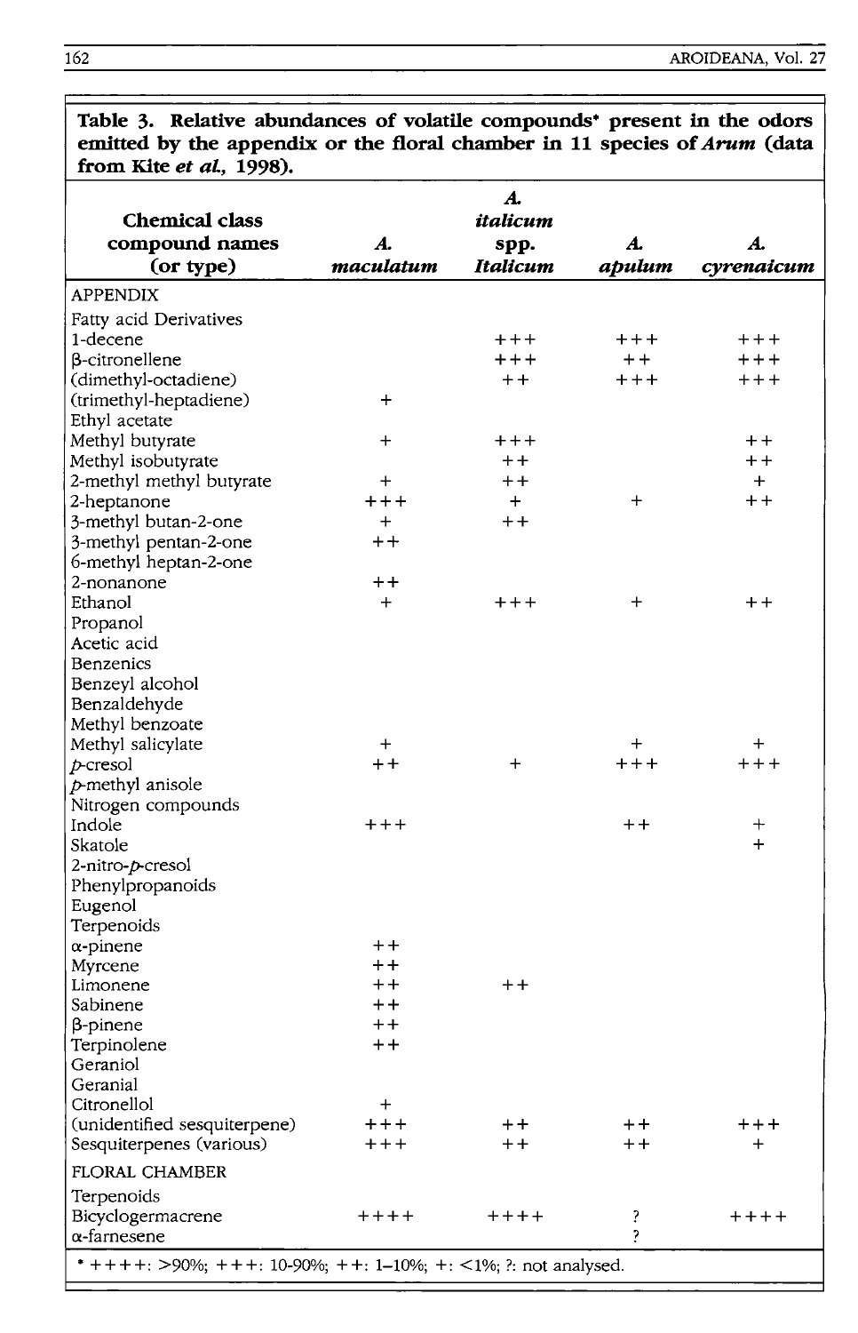**Table 3. Relative abundances of volatile compounds* present in the odors emitted by the appendix or the floral chamber in 11 species of *Arum* (data from Kite *et al.*, 1998).**

| Chemical class compound names (or type) | *A. maculatum* | *A. italicum* spp. *Italicum* | *A. apulum* | *A. cyrenaicum* |
|---|---|---|---|---|
| APPENDIX | | | | |
| Fatty acid Derivatives | | | | |
| 1-decene | | +++ | +++ | +++ |
| β-citronellene | | +++ | ++ | +++ |
| (dimethyl-octadiene) | | ++ | +++ | +++ |
| (trimethyl-heptadiene) | + | | | |
| Ethyl acetate | | | | |
| Methyl butyrate | + | +++ | | ++ |
| Methyl isobutyrate | | ++ | | ++ |
| 2-methyl methyl butyrate | + | ++ | | + |
| 2-heptanone | +++ | + | + | ++ |
| 3-methyl butan-2-one | + | ++ | | |
| 3-methyl pentan-2-one | ++ | | | |
| 6-methyl heptan-2-one | | | | |
| 2-nonanone | ++ | | | |
| Ethanol | + | +++ | + | ++ |
| Propanol | | | | |
| Acetic acid | | | | |
| Benzenics | | | | |
| Benzeyl alcohol | | | | |
| Benzaldehyde | | | | |
| Methyl benzoate | | | | |
| Methyl salicylate | + | | + | + |
| *p*-cresol | ++ | + | +++ | +++ |
| *p*-methyl anisole | | | | |
| Nitrogen compounds | | | | |
| Indole | +++ | | ++ | + |
| Skatole | | | | + |
| 2-nitro-*p*-cresol | | | | |
| Phenylpropanoids | | | | |
| Eugenol | | | | |
| Terpenoids | | | | |
| α-pinene | ++ | | | |
| Myrcene | ++ | | | |
| Limonene | ++ | ++ | | |
| Sabinene | ++ | | | |
| β-pinene | ++ | | | |
| Terpinolene | ++ | | | |
| Geraniol | | | | |
| Geranial | | | | |
| Citronellol | + | | | |
| (unidentified sesquiterpene) | +++ | ++ | ++ | +++ |
| Sesquiterpenes (various) | +++ | ++ | ++ | + |
| FLORAL CHAMBER | | | | |
| Terpenoids | | | | |
| Bicyclogermacrene | ++++ | ++++ | ? | ++++ |
| α-farnesene | | | ? | |

\* ++++: >90%; +++: 10–90%; ++: 1–10%; +: <1%; ?: not analysed.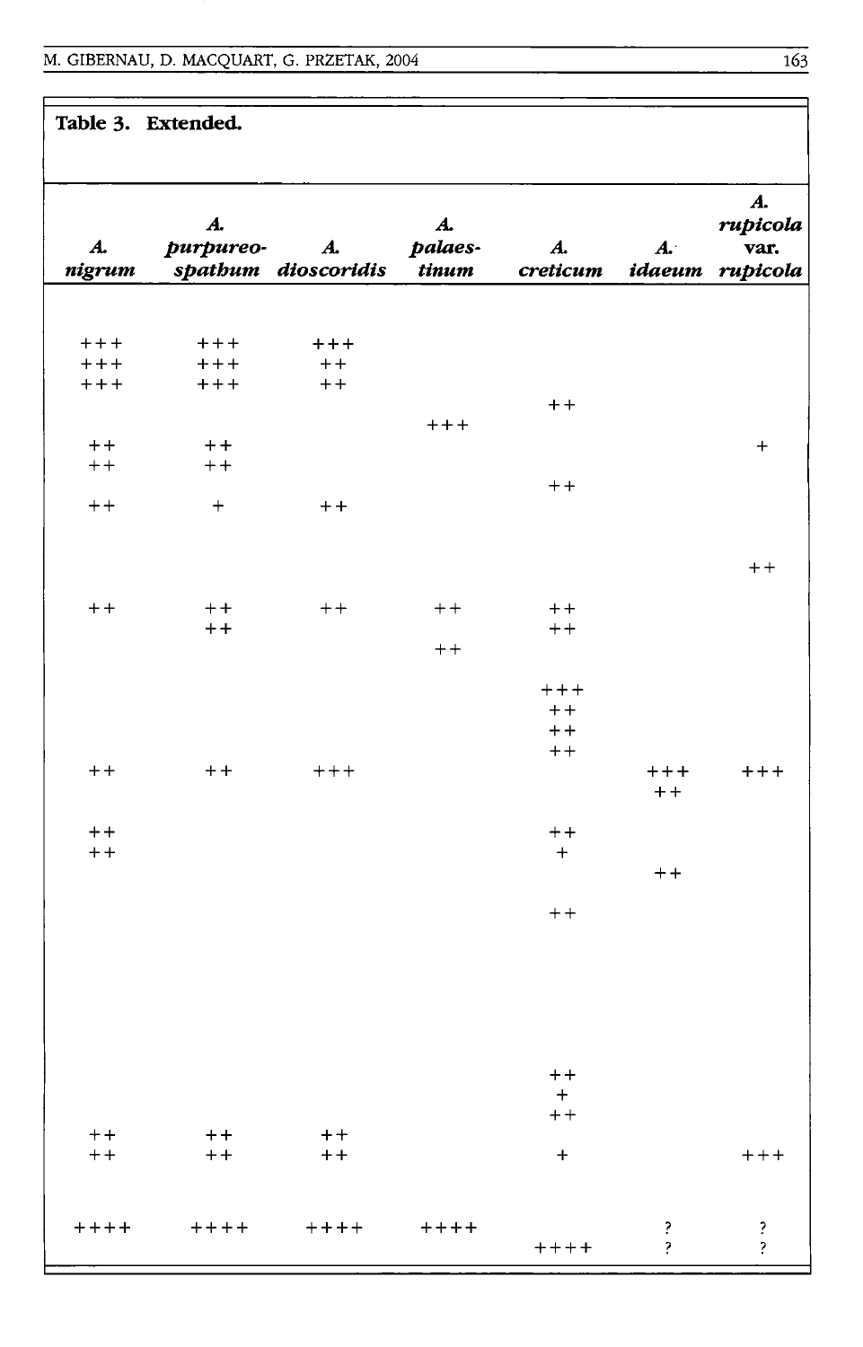**Table 3. Extended.**

| *A. nigrum* | *A. purpureo-spathum* | *A. dioscoridis* | *A. palaes-tinum* | *A. creticum* | *A. idaeum* | *A. rupicola* var. *rupicola* |
|---|---|---|---|---|---|---|
| +++ | +++ | +++ | | | | |
| +++ | +++ | ++ | | | | |
| +++ | +++ | ++ | | | | |
| | | | | ++ | | |
| | | | +++ | | | |
| ++ | ++ | | | | | + |
| ++ | ++ | | | | | |
| | | | | ++ | | |
| ++ | + | ++ | | | | |
| | | | | | | |
| | | | | | | |
| | | | | | | ++ |
| | | | | | | |
| ++ | ++ | ++ | ++ | ++ | | |
| | ++ | | | ++ | | |
| | | | ++ | | | |
| | | | | | | |
| | | | | +++ | | |
| | | | | ++ | | |
| | | | | ++ | | |
| | | | | ++ | | |
| ++ | ++ | +++ | | | +++ | +++ |
| | | | | | ++ | |
| | | | | | | |
| ++ | | | | ++ | | |
| ++ | | | | + | | |
| | | | | | ++ | |
| | | | | | | |
| | | | | ++ | | |
| | | | | | | |
| | | | | | | |
| | | | | | | |
| | | | | | | |
| | | | | | | |
| | | | | | | |
| | | | | | | |
| | | | | ++ | | |
| | | | | + | | |
| | | | | ++ | | |
| ++ | ++ | ++ | | | | |
| ++ | ++ | ++ | | + | | +++ |
| | | | | | | |
| | | | | | | |
| ++++ | ++++ | ++++ | ++++ | | ? | ? |
| | | | | ++++ | ? | ? |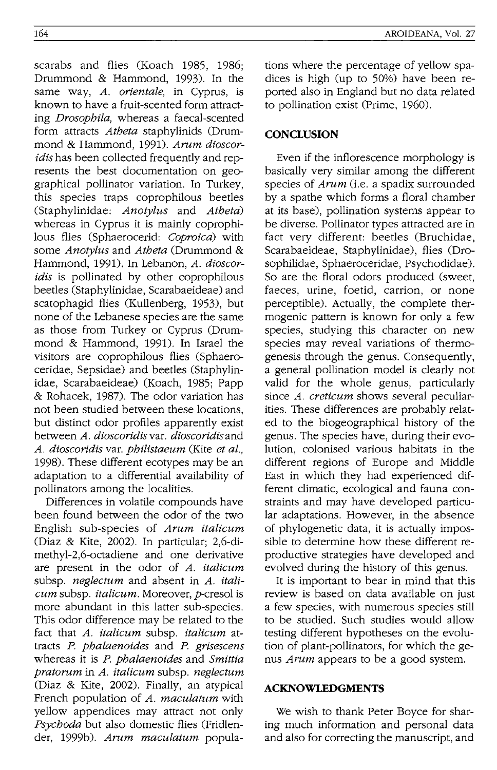scarabs and flies (Koach 1985, 1986; Drummond & Hammond, 1993). In the same way, *A. orientale*, in Cyprus, is known to have a fruit-scented form attracting *Drosophila*, whereas a faecal-scented form attracts *Atheta* staphylinids (Drummond & Hammond, 1991). *Arum dioscoridis* has been collected frequently and represents the best documentation on geographical pollinator variation. In Turkey, this species traps coprophilous beetles (Staphylinidae: *Anotylus* and *Atheta*) whereas in Cyprus it is mainly coprophilous flies (Sphaerocerid: *Coproica*) with some *Anotylus* and *Atheta* (Drummond & Hammond, 1991). In Lebanon, *A. dioscoridis* is pollinated by other coprophilous beetles (Staphylinidae, Scarabaeideae) and scatophagid flies (Kullenberg, 1953), but none of the Lebanese species are the same as those from Turkey or Cyprus (Drummond & Hammond, 1991). In Israel the visitors are coprophilous flies (Sphaeroceridae, Sepsidae) and beetles (Staphylinidae, Scarabaeideae) (Koach, 1985; Papp & Rohacek, 1987). The odor variation has not been studied between these locations, but distinct odor profiles apparently exist between *A. dioscoridis* var. *dioscoridis* and *A. dioscoridis* var. *philistaeum* (Kite *et al.*, 1998). These different ecotypes may be an adaptation to a differential availability of pollinators among the localities.

Differences in volatile compounds have been found between the odor of the two English sub-species of *Arum italicum* (Diaz & Kite, 2002). In particular; 2,6-dimethyl-2,6-octadiene and one derivative are present in the odor of *A. italicum* subsp. *neglectum* and absent in *A. italicum* subsp. *italicum*. Moreover, *p*-cresol is more abundant in this latter sub-species. This odor difference may be related to the fact that *A. italicum* subsp. *italicum* attracts *P. phalaenoides* and *P. grisescens* whereas it is *P. phalaenoides* and *Smittia pratorum* in *A. italicum* subsp. *neglectum* (Diaz & Kite, 2002). Finally, an atypical French population of *A. maculatum* with yellow appendices may attract not only *Psychoda* but also domestic flies (Fridlender, 1999b). *Arum maculatum* populations where the percentage of yellow spadices is high (up to 50%) have been reported also in England but no data related to pollination exist (Prime, 1960).

## CONCLUSION

Even if the inflorescence morphology is basically very similar among the different species of *Arum* (i.e. a spadix surrounded by a spathe which forms a floral chamber at its base), pollination systems appear to be diverse. Pollinator types attracted are in fact very different: beetles (Bruchidae, Scarabaeideae, Staphylinidae), flies (Drosophilidae, Sphaeroceridae, Psychodidae). So are the floral odors produced (sweet, faeces, urine, foetid, carrion, or none perceptible). Actually, the complete thermogenic pattern is known for only a few species, studying this character on new species may reveal variations of thermogenesis through the genus. Consequently, a general pollination model is clearly not valid for the whole genus, particularly since *A. creticum* shows several peculiarities. These differences are probably related to the biogeographical history of the genus. The species have, during their evolution, colonised various habitats in the different regions of Europe and Middle East in which they had experienced different climatic, ecological and fauna constraints and may have developed particular adaptations. However, in the absence of phylogenetic data, it is actually impossible to determine how these different reproductive strategies have developed and evolved during the history of this genus.

It is important to bear in mind that this review is based on data available on just a few species, with numerous species still to be studied. Such studies would allow testing different hypotheses on the evolution of plant-pollinators, for which the genus *Arum* appears to be a good system.

## ACKNOWLEDGMENTS

We wish to thank Peter Boyce for sharing much information and personal data and also for correcting the manuscript, and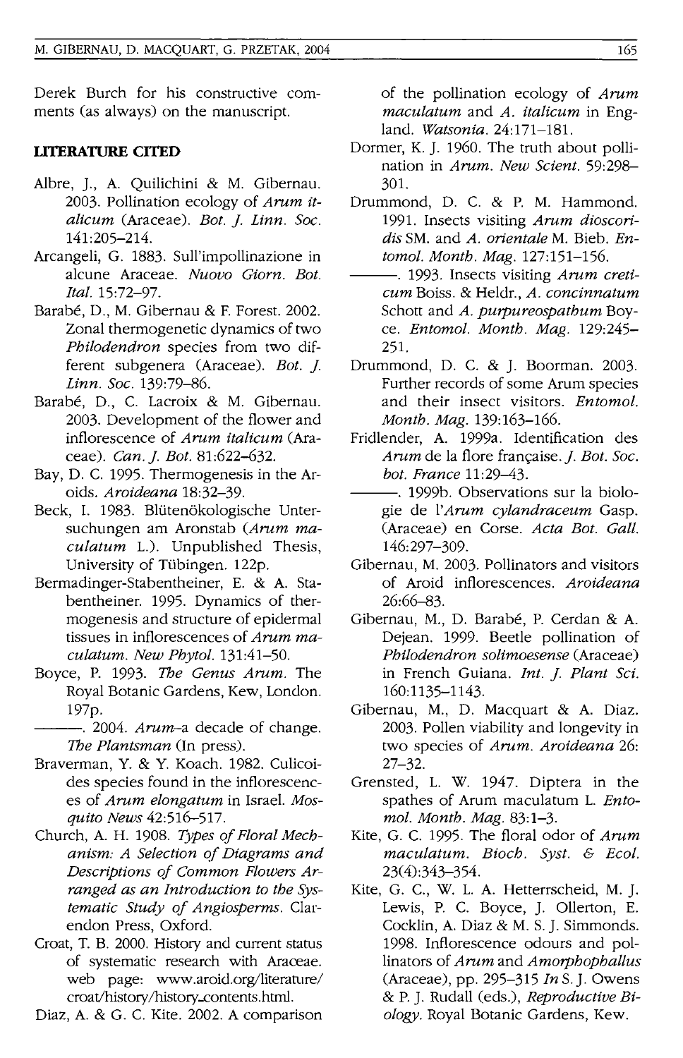Derek Burch for his constructive comments (as always) on the manuscript.

## LITERATURE CITED

Albre, J., A. Quilichini & M. Gibernau. 2003. Pollination ecology of *Arum italicum* (Araceae). *Bot. J. Linn. Soc.* 141:205–214.

Arcangeli, G. 1883. Sull'impollinazione in alcune Araceae. *Nuovo Giorn. Bot. Ital.* 15:72–97.

Barabé, D., M. Gibernau & F. Forest. 2002. Zonal thermogenetic dynamics of two *Philodendron* species from two different subgenera (Araceae). *Bot. J. Linn. Soc.* 139:79–86.

Barabé, D., C. Lacroix & M. Gibernau. 2003. Development of the flower and inflorescence of *Arum italicum* (Araceae). *Can. J. Bot.* 81:622–632.

Bay, D. C. 1995. Thermogenesis in the Aroids. *Aroideana* 18:32–39.

Beck, I. 1983. Blütenökologische Untersuchungen am Aronstab (*Arum maculatum* L.). Unpublished Thesis, University of Tübingen. 122p.

Bermadinger-Stabentheiner, E. & A. Stabentheiner. 1995. Dynamics of thermogenesis and structure of epidermal tissues in inflorescences of *Arum maculatum*. *New Phytol.* 131:41–50.

Boyce, P. 1993. *The Genus Arum*. The Royal Botanic Gardens, Kew, London. 197p.

———. 2004. *Arum*-a decade of change. *The Plantsman* (In press).

Braverman, Y. & Y. Koach. 1982. Culicoides species found in the inflorescences of *Arum elongatum* in Israel. *Mosquito News* 42:516–517.

Church, A. H. 1908. *Types of Floral Mechanism: A Selection of Diagrams and Descriptions of Common Flowers Arranged as an Introduction to the Systematic Study of Angiosperms*. Clarendon Press, Oxford.

Croat, T. B. 2000. History and current status of systematic research with Araceae. web page: www.aroid.org/literature/croat/history/history_contents.html.

Diaz, A. & G. C. Kite. 2002. A comparison of the pollination ecology of *Arum maculatum* and *A. italicum* in England. *Watsonia*. 24:171–181.

Dormer, K. J. 1960. The truth about pollination in *Arum*. *New Scient.* 59:298–301.

Drummond, D. C. & P. M. Hammond. 1991. Insects visiting *Arum dioscoridis* SM. and *A. orientale* M. Bieb. *Entomol. Month. Mag.* 127:151–156.

———. 1993. Insects visiting *Arum creticum* Boiss. & Heldr., *A. concinnatum* Schott and *A. purpureospathum* Boyce. *Entomol. Month. Mag.* 129:245–251.

Drummond, D. C. & J. Boorman. 2003. Further records of some Arum species and their insect visitors. *Entomol. Month. Mag.* 139:163–166.

Fridlender, A. 1999a. Identification des *Arum* de la flore française. *J. Bot. Soc. bot. France* 11:29–43.

———. 1999b. Observations sur la biologie de l'*Arum cylandraceum* Gasp. (Araceae) en Corse. *Acta Bot. Gall.* 146:297–309.

Gibernau, M. 2003. Pollinators and visitors of Aroid inflorescences. *Aroideana* 26:66–83.

Gibernau, M., D. Barabé, P. Cerdan & A. Dejean. 1999. Beetle pollination of *Philodendron solimoesense* (Araceae) in French Guiana. *Int. J. Plant Sci.* 160:1135–1143.

Gibernau, M., D. Macquart & A. Diaz. 2003. Pollen viability and longevity in two species of *Arum*. *Aroideana* 26: 27–32.

Grensted, L. W. 1947. Diptera in the spathes of Arum maculatum L. *Entomol. Month. Mag.* 83:1–3.

Kite, G. C. 1995. The floral odor of *Arum maculatum*. *Bioch. Syst. & Ecol.* 23(4):343–354.

Kite, G. C., W. L. A. Hetterscheid, M. J. Lewis, P. C. Boyce, J. Ollerton, E. Cocklin, A. Diaz & M. S. J. Simmonds. 1998. Inflorescence odours and pollinators of *Arum* and *Amorphophallus* (Araceae), pp. 295–315 *In* S. J. Owens & P. J. Rudall (eds.), *Reproductive Biology*. Royal Botanic Gardens, Kew.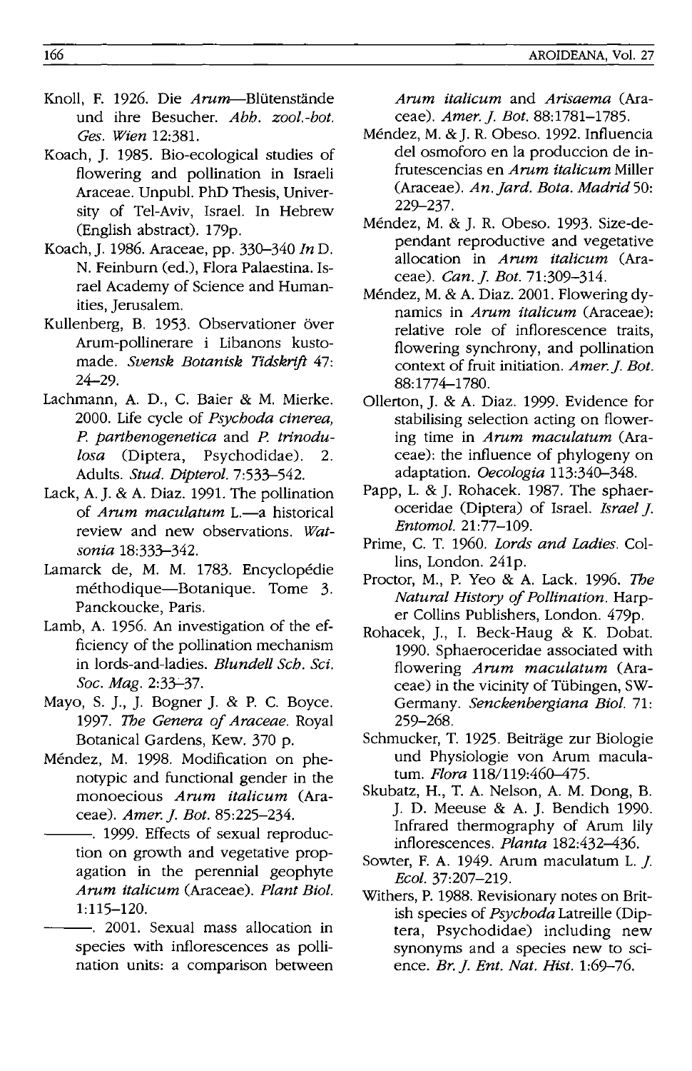Knoll, F. 1926. Die *Arum*—Blütenstände und ihre Besucher. *Abh. zool.-bot. Ges. Wien* 12:381.

Koach, J. 1985. Bio-ecological studies of flowering and pollination in Israeli Araceae. Unpubl. PhD Thesis, University of Tel-Aviv, Israel. In Hebrew (English abstract). 179p.

Koach, J. 1986. Araceae, pp. 330–340 *In* D. N. Feinburn (ed.), Flora Palaestina. Israel Academy of Science and Humanities, Jerusalem.

Kullenberg, B. 1953. Observationer över Arum-pollinerare i Libanons kustomade. *Svensk Botanisk Tidskrift* 47: 24–29.

Lachmann, A. D., C. Baier & M. Mierke. 2000. Life cycle of *Psychoda cinerea, P. parthenogenetica* and *P. trinodulosa* (Diptera, Psychodidae). 2. Adults. *Stud. Dipterol.* 7:533–542.

Lack, A. J. & A. Diaz. 1991. The pollination of *Arum maculatum* L.—a historical review and new observations. *Watsonia* 18:333–342.

Lamarck de, M. M. 1783. Encyclopédie méthodique—Botanique. Tome 3. Panckoucke, Paris.

Lamb, A. 1956. An investigation of the efficiency of the pollination mechanism in lords-and-ladies. *Blundell Sch. Sci. Soc. Mag.* 2:33–37.

Mayo, S. J., J. Bogner J. & P. C. Boyce. 1997. *The Genera of Araceae.* Royal Botanical Gardens, Kew. 370 p.

Méndez, M. 1998. Modification on phenotypic and functional gender in the monoecious *Arum italicum* (Araceae). *Amer. J. Bot.* 85:225–234.

———. 1999. Effects of sexual reproduction on growth and vegetative propagation in the perennial geophyte *Arum italicum* (Araceae). *Plant Biol.* 1:115–120.

———. 2001. Sexual mass allocation in species with inflorescences as pollination units: a comparison between *Arum italicum* and *Arisaema* (Araceae). *Amer. J. Bot.* 88:1781–1785.

Méndez, M. & J. R. Obeso. 1992. Influencia del osmoforo en la produccion de infrutescencias en *Arum italicum* Miller (Araceae). *An. Jard. Bota. Madrid* 50: 229–237.

Méndez, M. & J. R. Obeso. 1993. Size-dependant reproductive and vegetative allocation in *Arum italicum* (Araceae). *Can. J. Bot.* 71:309–314.

Méndez, M. & A. Diaz. 2001. Flowering dynamics in *Arum italicum* (Araceae): relative role of inflorescence traits, flowering synchrony, and pollination context of fruit initiation. *Amer. J. Bot.* 88:1774–1780.

Ollerton, J. & A. Diaz. 1999. Evidence for stabilising selection acting on flowering time in *Arum maculatum* (Araceae): the influence of phylogeny on adaptation. *Oecologia* 113:340–348.

Papp, L. & J. Rohacek. 1987. The sphaeroceridae (Diptera) of Israel. *Israel J. Entomol.* 21:77–109.

Prime, C. T. 1960. *Lords and Ladies.* Collins, London. 241p.

Proctor, M., P. Yeo & A. Lack. 1996. *The Natural History of Pollination.* Harper Collins Publishers, London. 479p.

Rohacek, J., I. Beck-Haug & K. Dobat. 1990. Sphaeroceridae associated with flowering *Arum maculatum* (Araceae) in the vicinity of Tübingen, SW-Germany. *Senckenbergiana Biol.* 71: 259–268.

Schmucker, T. 1925. Beiträge zur Biologie und Physiologie von Arum maculatum. *Flora* 118/119:460–475.

Skubatz, H., T. A. Nelson, A. M. Dong, B. J. D. Meeuse & A. J. Bendich 1990. Infrared thermography of Arum lily inflorescences. *Planta* 182:432–436.

Sowter, F. A. 1949. Arum maculatum L. *J. Ecol.* 37:207–219.

Withers, P. 1988. Revisionary notes on British species of *Psychoda* Latreille (Diptera, Psychodidae) including new synonyms and a species new to science. *Br. J. Ent. Nat. Hist.* 1:69–76.